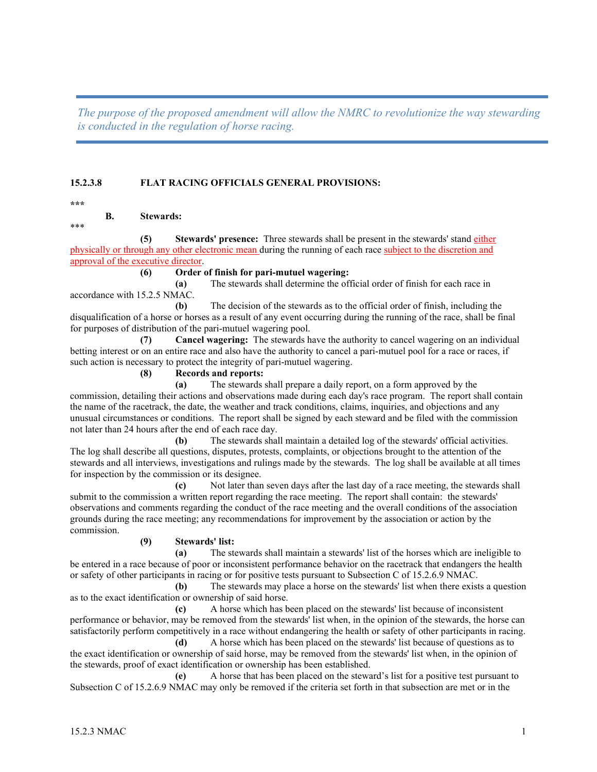*The purpose of the proposed amendment will allow the NMRC to revolutionize the way stewarding is conducted in the regulation of horse racing.*

---

**15.2.3.8 FLAT RACING OFFICIALS GENERAL PROVISIONS:**

\*\*\*

**B. Stewards:**

\*\*\*

**(5) Stewards' presence:** Three stewards shall be present in the stewards' stand either physically or through any other electronic mean during the running of each race subject to the discretion and approval of the executive director.

**(6) Order of finish for pari-mutuel wagering:**

**(a)** The stewards shall determine the official order of finish for each race in accordance with 15.2.5 NMAC.

**(b)** The decision of the stewards as to the official order of finish, including the disqualification of a horse or horses as a result of any event occurring during the running of the race, shall be final for purposes of distribution of the pari-mutuel wagering pool.

**(7) Cancel wagering:** The stewards have the authority to cancel wagering on an individual betting interest or on an entire race and also have the authority to cancel a pari-mutuel pool for a race or races, if such action is necessary to protect the integrity of pari-mutuel wagering.

**(8) Records and reports:**

**(a)** The stewards shall prepare a daily report, on a form approved by the commission, detailing their actions and observations made during each day's race program. The report shall contain the name of the racetrack, the date, the weather and track conditions, claims, inquiries, and objections and any unusual circumstances or conditions. The report shall be signed by each steward and be filed with the commission not later than 24 hours after the end of each race day.

**(b)** The stewards shall maintain a detailed log of the stewards' official activities. The log shall describe all questions, disputes, protests, complaints, or objections brought to the attention of the stewards and all interviews, investigations and rulings made by the stewards. The log shall be available at all times for inspection by the commission or its designee.

**(c)** Not later than seven days after the last day of a race meeting, the stewards shall submit to the commission a written report regarding the race meeting. The report shall contain: the stewards' observations and comments regarding the conduct of the race meeting and the overall conditions of the association grounds during the race meeting; any recommendations for improvement by the association or action by the commission.

**(9) Stewards' list:**

**(a)** The stewards shall maintain a stewards' list of the horses which are ineligible to be entered in a race because of poor or inconsistent performance behavior on the racetrack that endangers the health or safety of other participants in racing or for positive tests pursuant to Subsection C of 15.2.6.9 NMAC.

**(b)** The stewards may place a horse on the stewards' list when there exists a question as to the exact identification or ownership of said horse.

**(c)** A horse which has been placed on the stewards' list because of inconsistent performance or behavior, may be removed from the stewards' list when, in the opinion of the stewards, the horse can satisfactorily perform competitively in a race without endangering the health or safety of other participants in racing.

**(d)** A horse which has been placed on the stewards' list because of questions as to the exact identification or ownership of said horse, may be removed from the stewards' list when, in the opinion of the stewards, proof of exact identification or ownership has been established.

**(e)** A horse that has been placed on the steward's list for a positive test pursuant to Subsection C of 15.2.6.9 NMAC may only be removed if the criteria set forth in that subsection are met or in the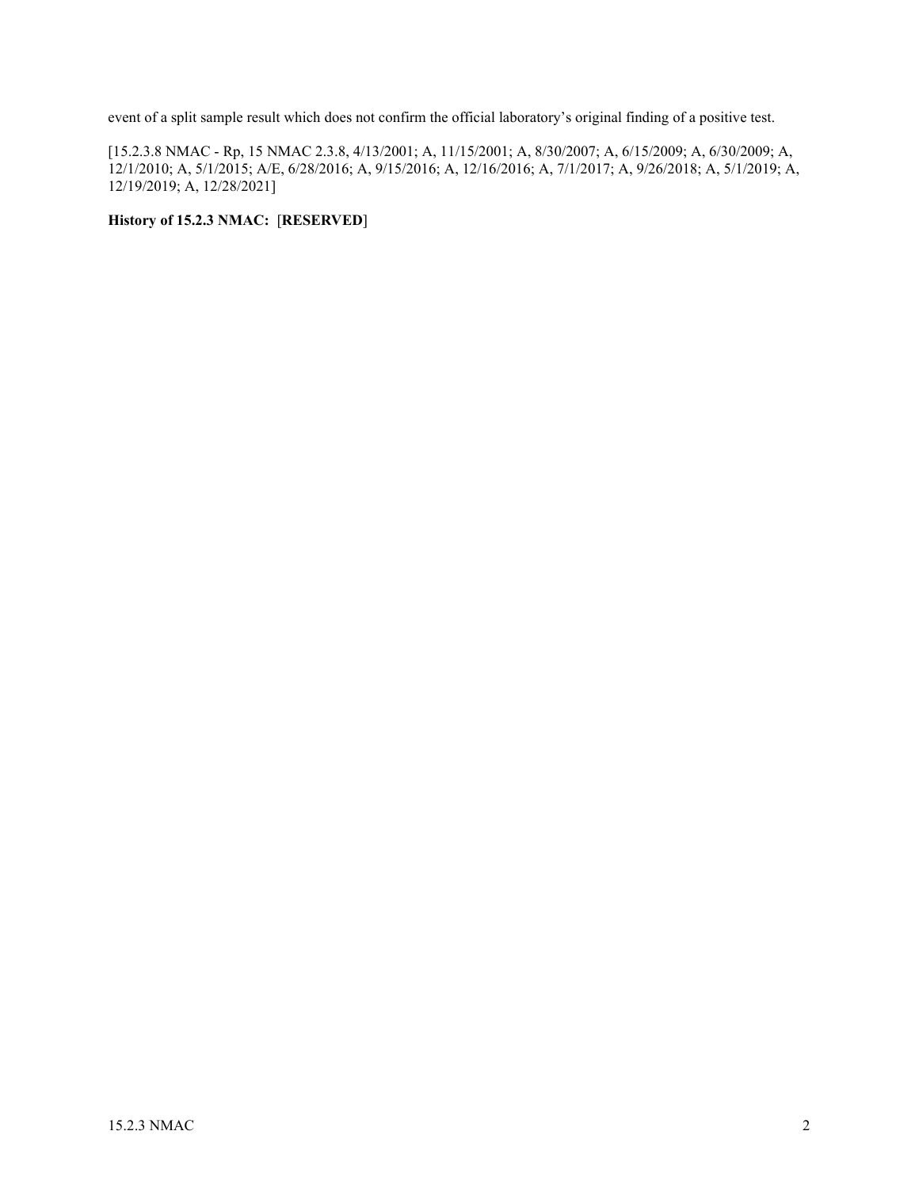event of a split sample result which does not confirm the official laboratory's original finding of a positive test.

[15.2.3.8 NMAC - Rp, 15 NMAC 2.3.8, 4/13/2001; A, 11/15/2001; A, 8/30/2007; A, 6/15/2009; A, 6/30/2009; A, 12/1/2010; A, 5/1/2015; A/E, 6/28/2016; A, 9/15/2016; A, 12/16/2016; A, 7/1/2017; A, 9/26/2018; A, 5/1/2019; A, 12/19/2019; A, 12/28/2021]

**History of 15.2.3 NMAC:** [**RESERVED**]